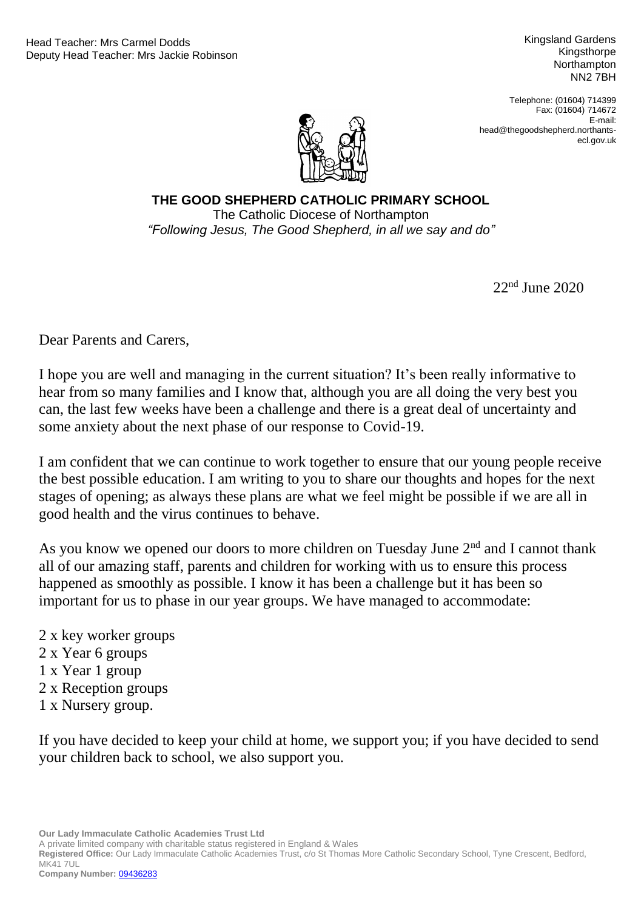Head Teacher: Mrs Carmel Dodds
Deputy Head Teacher: Mrs Jackie Robinson

Kingsland Gardens
Kingsthorpe
Northampton
NN2 7BH

Telephone: (01604) 714399
Fax: (01604) 714672
E-mail: head@thegoodshepherd.northants-ecl.gov.uk

**THE GOOD SHEPHERD CATHOLIC PRIMARY SCHOOL**
The Catholic Diocese of Northampton
*"Following Jesus, The Good Shepherd, in all we say and do"*

22nd June 2020

Dear Parents and Carers,

I hope you are well and managing in the current situation? It's been really informative to hear from so many families and I know that, although you are all doing the very best you can, the last few weeks have been a challenge and there is a great deal of uncertainty and some anxiety about the next phase of our response to Covid-19.

I am confident that we can continue to work together to ensure that our young people receive the best possible education. I am writing to you to share our thoughts and hopes for the next stages of opening; as always these plans are what we feel might be possible if we are all in good health and the virus continues to behave.

As you know we opened our doors to more children on Tuesday June 2nd and I cannot thank all of our amazing staff, parents and children for working with us to ensure this process happened as smoothly as possible. I know it has been a challenge but it has been so important for us to phase in our year groups. We have managed to accommodate:

2 x key worker groups
2 x Year 6 groups
1 x Year 1 group
2 x Reception groups
1 x Nursery group.

If you have decided to keep your child at home, we support you; if you have decided to send your children back to school, we also support you.

**Our Lady Immaculate Catholic Academies Trust Ltd**
A private limited company with charitable status registered in England & Wales
**Registered Office:** Our Lady Immaculate Catholic Academies Trust, c/o St Thomas More Catholic Secondary School, Tyne Crescent, Bedford, MK41 7UL
**Company Number:** 09436283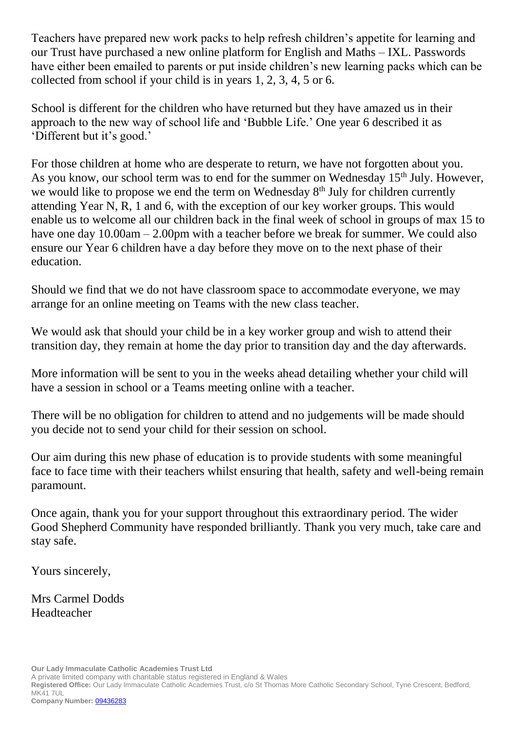Teachers have prepared new work packs to help refresh children's appetite for learning and our Trust have purchased a new online platform for English and Maths – IXL. Passwords have either been emailed to parents or put inside children's new learning packs which can be collected from school if your child is in years 1, 2, 3, 4, 5 or 6.

School is different for the children who have returned but they have amazed us in their approach to the new way of school life and 'Bubble Life.' One year 6 described it as 'Different but it's good.'

For those children at home who are desperate to return, we have not forgotten about you. As you know, our school term was to end for the summer on Wednesday 15th July. However, we would like to propose we end the term on Wednesday 8th July for children currently attending Year N, R, 1 and 6, with the exception of our key worker groups. This would enable us to welcome all our children back in the final week of school in groups of max 15 to have one day 10.00am – 2.00pm with a teacher before we break for summer. We could also ensure our Year 6 children have a day before they move on to the next phase of their education.

Should we find that we do not have classroom space to accommodate everyone, we may arrange for an online meeting on Teams with the new class teacher.

We would ask that should your child be in a key worker group and wish to attend their transition day, they remain at home the day prior to transition day and the day afterwards.

More information will be sent to you in the weeks ahead detailing whether your child will have a session in school or a Teams meeting online with a teacher.

There will be no obligation for children to attend and no judgements will be made should you decide not to send your child for their session on school.

Our aim during this new phase of education is to provide students with some meaningful face to face time with their teachers whilst ensuring that health, safety and well-being remain paramount.

Once again, thank you for your support throughout this extraordinary period. The wider Good Shepherd Community have responded brilliantly. Thank you very much, take care and stay safe.

Yours sincerely,

Mrs Carmel Dodds
Headteacher

**Our Lady Immaculate Catholic Academies Trust Ltd**
A private limited company with charitable status registered in England & Wales
**Registered Office:** Our Lady Immaculate Catholic Academies Trust, c/o St Thomas More Catholic Secondary School, Tyne Crescent, Bedford, MK41 7UL
**Company Number:** 09436283